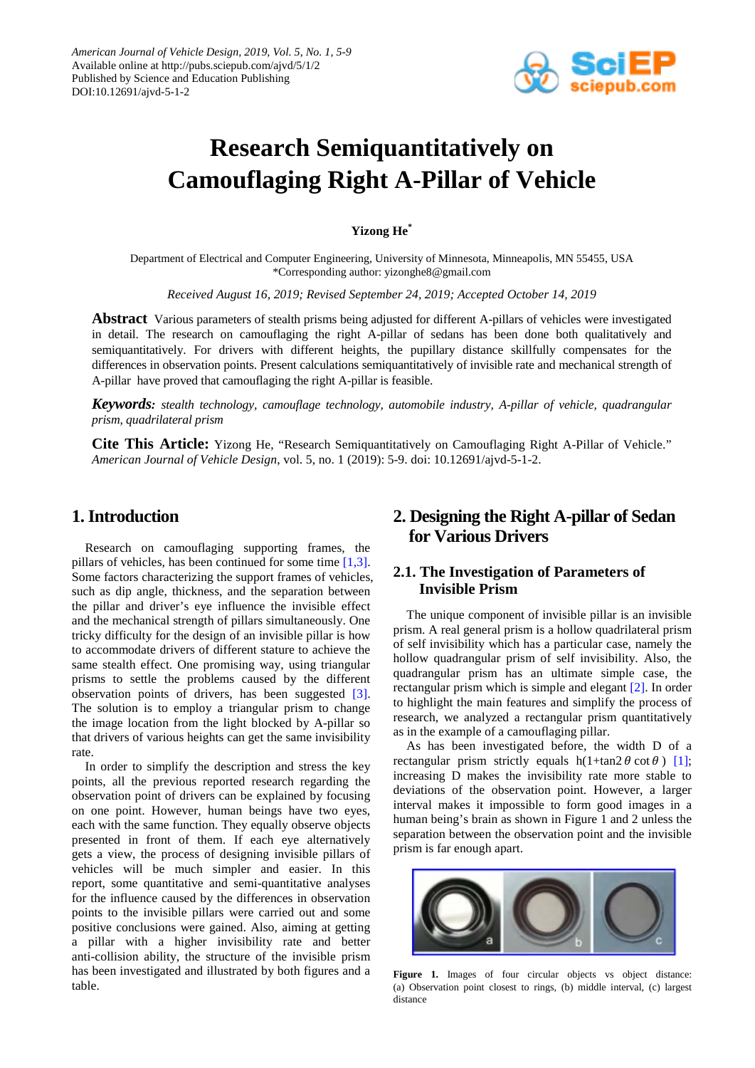# Research Semiquantitatively on Camouflaging Right A-Pillar of Vehicle

**Yizong He***

Department of Electrical and Computer Engineering, University of Minnesota, Minneapolis, MN 55455, USA
*Corresponding author: yizonghe8@gmail.com

*Received August 16, 2019; Revised September 24, 2019; Accepted October 14, 2019*

**Abstract** Various parameters of stealth prisms being adjusted for different A-pillars of vehicles were investigated in detail. The research on camouflaging the right A-pillar of sedans has been done both qualitatively and semiquantitatively. For drivers with different heights, the pupillary distance skillfully compensates for the differences in observation points. Present calculations semiquantitatively of invisible rate and mechanical strength of A-pillar have proved that camouflaging the right A-pillar is feasible.

***Keywords:*** *stealth technology, camouflage technology, automobile industry, A-pillar of vehicle, quadrangular prism, quadrilateral prism*

**Cite This Article:** Yizong He, "Research Semiquantitatively on Camouflaging Right A-Pillar of Vehicle." *American Journal of Vehicle Design*, vol. 5, no. 1 (2019): 5-9. doi: 10.12691/ajvd-5-1-2.

## 1. Introduction

Research on camouflaging supporting frames, the pillars of vehicles, has been continued for some time [1,3]. Some factors characterizing the support frames of vehicles, such as dip angle, thickness, and the separation between the pillar and driver's eye influence the invisible effect and the mechanical strength of pillars simultaneously. One tricky difficulty for the design of an invisible pillar is how to accommodate drivers of different stature to achieve the same stealth effect. One promising way, using triangular prisms to settle the problems caused by the different observation points of drivers, has been suggested [3]. The solution is to employ a triangular prism to change the image location from the light blocked by A-pillar so that drivers of various heights can get the same invisibility rate.

In order to simplify the description and stress the key points, all the previous reported research regarding the observation point of drivers can be explained by focusing on one point. However, human beings have two eyes, each with the same function. They equally observe objects presented in front of them. If each eye alternatively gets a view, the process of designing invisible pillars of vehicles will be much simpler and easier. In this report, some quantitative and semi-quantitative analyses for the influence caused by the differences in observation points to the invisible pillars were carried out and some positive conclusions were gained. Also, aiming at getting a pillar with a higher invisibility rate and better anti-collision ability, the structure of the invisible prism has been investigated and illustrated by both figures and a table.

## 2. Designing the Right A-pillar of Sedan for Various Drivers

### 2.1. The Investigation of Parameters of Invisible Prism

The unique component of invisible pillar is an invisible prism. A real general prism is a hollow quadrilateral prism of self invisibility which has a particular case, namely the hollow quadrangular prism of self invisibility. Also, the quadrangular prism has an ultimate simple case, the rectangular prism which is simple and elegant [2]. In order to highlight the main features and simplify the process of research, we analyzed a rectangular prism quantitatively as in the example of a camouflaging pillar.

As has been investigated before, the width D of a rectangular prism strictly equals $h(1+\tan 2\theta \cot\theta)$ [1]; increasing D makes the invisibility rate more stable to deviations of the observation point. However, a larger interval makes it impossible to form good images in a human being's brain as shown in Figure 1 and 2 unless the separation between the observation point and the invisible prism is far enough apart.

**Figure 1.** Images of four circular objects vs object distance: (a) Observation point closest to rings, (b) middle interval, (c) largest distance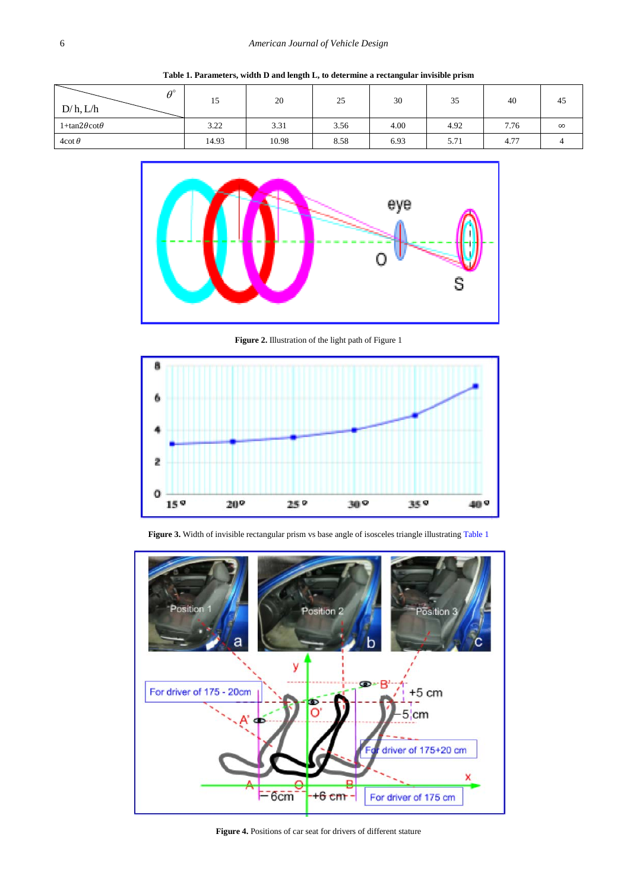**Table 1. Parameters, width D and length L, to determine a rectangular invisible prism**

| $\theta^\circ$ / D/ h, L/h | 15 | 20 | 25 | 30 | 35 | 40 | 45 |
|---|---|---|---|---|---|---|---|
| $1+\tan2\theta\cot\theta$ | 3.22 | 3.31 | 3.56 | 4.00 | 4.92 | 7.76 | $\infty$ |
| $4\cot\theta$ | 14.93 | 10.98 | 8.58 | 6.93 | 5.71 | 4.77 | 4 |

**Figure 2.** Illustration of the light path of Figure 1

**Figure 3.** Width of invisible rectangular prism vs base angle of isosceles triangle illustrating Table 1

**Figure 4.** Positions of car seat for drivers of different stature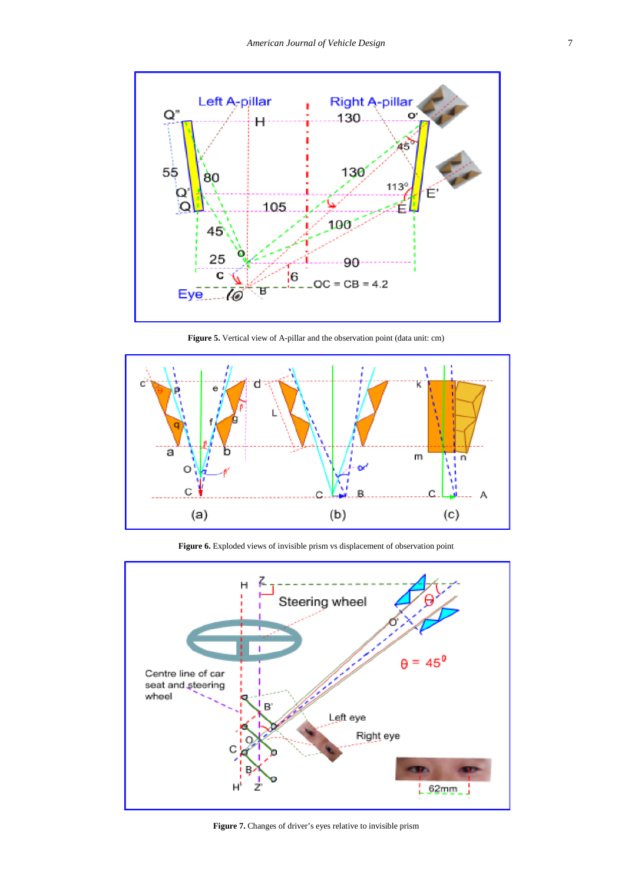**Figure 5.** Vertical view of A-pillar and the observation point (data unit: cm)

**Figure 6.** Exploded views of invisible prism vs displacement of observation point

**Figure 7.** Changes of driver's eyes relative to invisible prism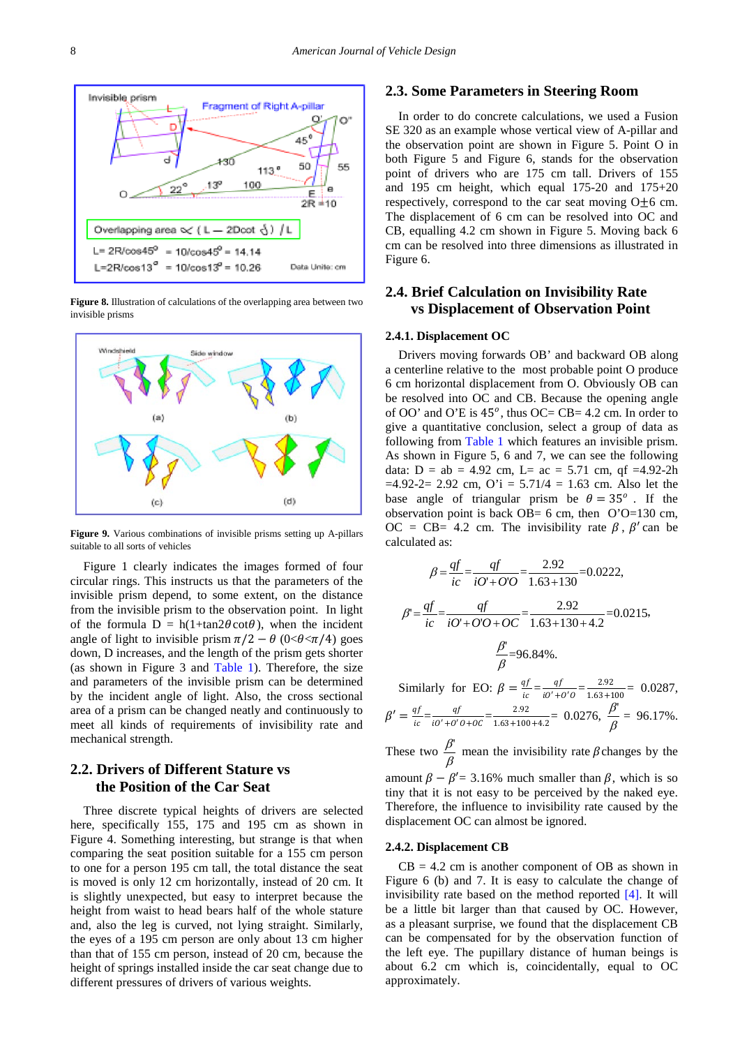**Figure 8.** Illustration of calculations of the overlapping area between two invisible prisms

**Figure 9.** Various combinations of invisible prisms setting up A-pillars suitable to all sorts of vehicles

Figure 1 clearly indicates the images formed of four circular rings. This instructs us that the parameters of the invisible prism depend, to some extent, on the distance from the invisible prism to the observation point. In light of the formula D = h(1+tan2$\theta$cot$\theta$), when the incident angle of light to invisible prism $\pi/2 - \theta$ ($0<\theta<\pi/4$) goes down, D increases, and the length of the prism gets shorter (as shown in Figure 3 and Table 1). Therefore, the size and parameters of the invisible prism can be determined by the incident angle of light. Also, the cross sectional area of a prism can be changed neatly and continuously to meet all kinds of requirements of invisibility rate and mechanical strength.

## 2.2. Drivers of Different Stature vs the Position of the Car Seat

Three discrete typical heights of drivers are selected here, specifically 155, 175 and 195 cm as shown in Figure 4. Something interesting, but strange is that when comparing the seat position suitable for a 155 cm person to one for a person 195 cm tall, the total distance the seat is moved is only 12 cm horizontally, instead of 20 cm. It is slightly unexpected, but easy to interpret because the height from waist to head bears half of the whole stature and, also the leg is curved, not lying straight. Similarly, the eyes of a 195 cm person are only about 13 cm higher than that of 155 cm person, instead of 20 cm, because the height of springs installed inside the car seat change due to different pressures of drivers of various weights.

## 2.3. Some Parameters in Steering Room

In order to do concrete calculations, we used a Fusion SE 320 as an example whose vertical view of A-pillar and the observation point are shown in Figure 5. Point O in both Figure 5 and Figure 6, stands for the observation point of drivers who are 175 cm tall. Drivers of 155 and 195 cm height, which equal 175-20 and 175+20 respectively, correspond to the car seat moving O$\pm$6 cm. The displacement of 6 cm can be resolved into OC and CB, equalling 4.2 cm shown in Figure 5. Moving back 6 cm can be resolved into three dimensions as illustrated in Figure 6.

## 2.4. Brief Calculation on Invisibility Rate vs Displacement of Observation Point

### 2.4.1. Displacement OC

Drivers moving forwards OB' and backward OB along a centerline relative to the most probable point O produce 6 cm horizontal displacement from O. Obviously OB can be resolved into OC and CB. Because the opening angle of OO' and O'E is $45^o$, thus OC= CB= 4.2 cm. In order to give a quantitative conclusion, select a group of data as following from Table 1 which features an invisible prism. As shown in Figure 5, 6 and 7, we can see the following data: D = ab = 4.92 cm, L= ac = 5.71 cm, qf =4.92-2h =4.92-2= 2.92 cm, O'i = 5.71/4 = 1.63 cm. Also let the base angle of triangular prism be $\theta = 35^o$. If the observation point is back OB= 6 cm, then O'O=130 cm, OC = CB= 4.2 cm. The invisibility rate $\beta$, $\beta'$ can be calculated as:

$$\beta = \frac{qf}{ic} = \frac{qf}{iO'+O'O} = \frac{2.92}{1.63+130} = 0.0222,$$

$$\beta' = \frac{qf}{ic} = \frac{qf}{iO'+O'O+OC} = \frac{2.92}{1.63+130+4.2} = 0.0215,$$

$$\frac{\beta'}{\beta} = 96.84\%.$$

Similarly for EO: $\beta = \frac{qf}{ic} = \frac{qf}{iO'+O'O} = \frac{2.92}{1.63+100} = 0.0287$, $\beta' = \frac{qf}{ic} = \frac{qf}{iO'+O'O+OC} = \frac{2.92}{1.63+100+4.2} = 0.0276$, $\frac{\beta'}{\beta} = 96.17\%$.

These two $\frac{\beta'}{\beta}$ mean the invisibility rate $\beta$ changes by the amount $\beta - \beta'$= 3.16% much smaller than $\beta$, which is so tiny that it is not easy to be perceived by the naked eye. Therefore, the influence to invisibility rate caused by the displacement OC can almost be ignored.

### 2.4.2. Displacement CB

CB = 4.2 cm is another component of OB as shown in Figure 6 (b) and 7. It is easy to calculate the change of invisibility rate based on the method reported [4]. It will be a little bit larger than that caused by OC. However, as a pleasant surprise, we found that the displacement CB can be compensated for by the observation function of the left eye. The pupillary distance of human beings is about 6.2 cm which is, coincidentally, equal to OC approximately.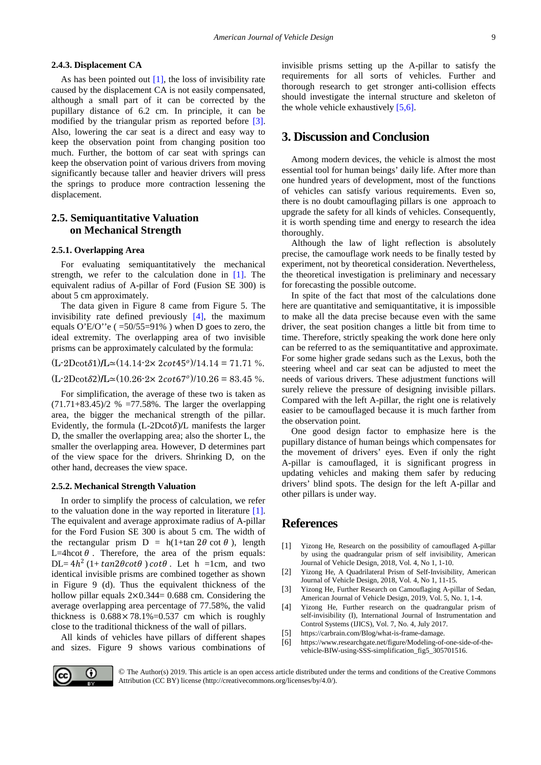#### 2.4.3. Displacement CA

As has been pointed out [1], the loss of invisibility rate caused by the displacement CA is not easily compensated, although a small part of it can be corrected by the pupillary distance of 6.2 cm. In principle, it can be modified by the triangular prism as reported before [3]. Also, lowering the car seat is a direct and easy way to keep the observation point from changing position too much. Further, the bottom of car seat with springs can keep the observation point of various drivers from moving significantly because taller and heavier drivers will press the springs to produce more contraction lessening the displacement.

### 2.5. Semiquantitative Valuation on Mechanical Strength

#### 2.5.1. Overlapping Area

For evaluating semiquantitatively the mechanical strength, we refer to the calculation done in [1]. The equivalent radius of A-pillar of Ford (Fusion SE 300) is about 5 cm approximately.

The data given in Figure 8 came from Figure 5. The invisibility rate defined previously [4], the maximum equals O'E/O''e ( =50/55=91% ) when D goes to zero, the ideal extremity. The overlapping area of two invisible prisms can be approximately calculated by the formula:

$$(\text{L-2Dcot}\delta1)/\text{L} \simeq (14.14\text{-}2\times 2cot45^{o})/14.14 = 71.71\ \%.$$

$$(\text{L-2Dcot}\delta2)/\text{L} \simeq (10.26\text{-}2\times 2cot67^{o})/10.26 = 83.45\ \%.$$

For simplification, the average of these two is taken as (71.71+83.45)/2 % =77.58%. The larger the overlapping area, the bigger the mechanical strength of the pillar. Evidently, the formula (L-2Dcot$\delta$)/L manifests the larger D, the smaller the overlapping area; also the shorter L, the smaller the overlapping area. However, D determines part of the view space for the drivers. Shrinking D, on the other hand, decreases the view space.

#### 2.5.2. Mechanical Strength Valuation

In order to simplify the process of calculation, we refer to the valuation done in the way reported in literature [1]. The equivalent and average approximate radius of A-pillar for the Ford Fusion SE 300 is about 5 cm. The width of the rectangular prism D = h(1+tan $2\theta$ cot $\theta$ ), length L=4hcot $\theta$ . Therefore, the area of the prism equals: DL= $4h^2$ (1+ $tan2\theta cot\theta$ ) $cot\theta$ . Let h =1cm, and two identical invisible prisms are combined together as shown in Figure 9 (d). Thus the equivalent thickness of the hollow pillar equals 2×0.344= 0.688 cm. Considering the average overlapping area percentage of 77.58%, the valid thickness is 0.688× 78.1%=0.537 cm which is roughly close to the traditional thickness of the wall of pillars.

All kinds of vehicles have pillars of different shapes and sizes. Figure 9 shows various combinations of invisible prisms setting up the A-pillar to satisfy the requirements for all sorts of vehicles. Further and thorough research to get stronger anti-collision effects should investigate the internal structure and skeleton of the whole vehicle exhaustively [5,6].

## 3. Discussion and Conclusion

Among modern devices, the vehicle is almost the most essential tool for human beings' daily life. After more than one hundred years of development, most of the functions of vehicles can satisfy various requirements. Even so, there is no doubt camouflaging pillars is one approach to upgrade the safety for all kinds of vehicles. Consequently, it is worth spending time and energy to research the idea thoroughly.

Although the law of light reflection is absolutely precise, the camouflage work needs to be finally tested by experiment, not by theoretical consideration. Nevertheless, the theoretical investigation is preliminary and necessary for forecasting the possible outcome.

In spite of the fact that most of the calculations done here are quantitative and semiquantitative, it is impossible to make all the data precise because even with the same driver, the seat position changes a little bit from time to time. Therefore, strictly speaking the work done here only can be referred to as the semiquantitative and approximate. For some higher grade sedans such as the Lexus, both the steering wheel and car seat can be adjusted to meet the needs of various drivers. These adjustment functions will surely relieve the pressure of designing invisible pillars. Compared with the left A-pillar, the right one is relatively easier to be camouflaged because it is much farther from the observation point.

One good design factor to emphasize here is the pupillary distance of human beings which compensates for the movement of drivers' eyes. Even if only the right A-pillar is camouflaged, it is significant progress in updating vehicles and making them safer by reducing drivers' blind spots. The design for the left A-pillar and other pillars is under way.

## References

[1] Yizong He, Research on the possibility of camouflaged A-pillar by using the quadrangular prism of self invisibility, American Journal of Vehicle Design, 2018, Vol. 4, No 1, 1-10.

[2] Yizong He, A Quadrilateral Prism of Self-Invisibility, American Journal of Vehicle Design, 2018, Vol. 4, No 1, 11-15.

[3] Yizong He, Further Research on Camouflaging A-pillar of Sedan, American Journal of Vehicle Design, 2019, Vol. 5, No. 1, 1-4.

[4] Yizong He, Further research on the quadrangular prism of self-invisibility (I), International Journal of Instrumentation and Control Systems (IJICS), Vol. 7, No. 4, July 2017.

[5] https://carbrain.com/Blog/what-is-frame-damage.

[6] https://www.researchgate.net/figure/Modeling-of-one-side-of-the-vehicle-BIW-using-SSS-simplification_fig5_305701516.

© The Author(s) 2019. This article is an open access article distributed under the terms and conditions of the Creative Commons Attribution (CC BY) license (http://creativecommons.org/licenses/by/4.0/).